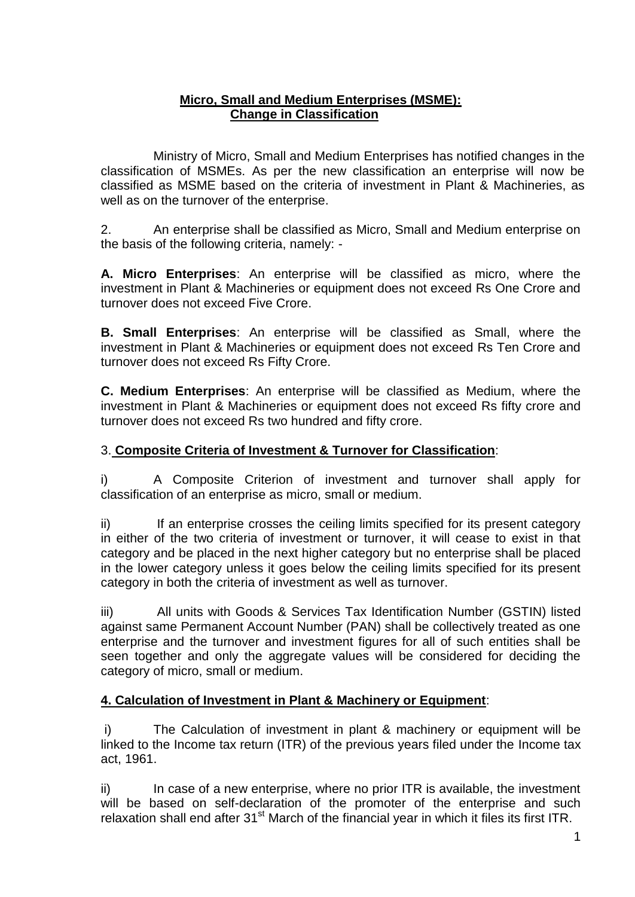## Micro, Small and Medium Enterprises (MSME): Change in Classification

Ministry of Micro, Small and Medium Enterprises has notified changes in the classification of MSMEs. As per the new classification an enterprise will now be classified as MSME based on the criteria of investment in Plant & Machineries, as well as on the turnover of the enterprise.

2. An enterprise shall be classified as Micro, Small and Medium enterprise on the basis of the following criteria, namely: -

**A. Micro Enterprises**: An enterprise will be classified as micro, where the investment in Plant & Machineries or equipment does not exceed Rs One Crore and turnover does not exceed Five Crore.

**B. Small Enterprises**: An enterprise will be classified as Small, where the investment in Plant & Machineries or equipment does not exceed Rs Ten Crore and turnover does not exceed Rs Fifty Crore.

**C. Medium Enterprises**: An enterprise will be classified as Medium, where the investment in Plant & Machineries or equipment does not exceed Rs fifty crore and turnover does not exceed Rs two hundred and fifty crore.

3. **Composite Criteria of Investment & Turnover for Classification**:

i) A Composite Criterion of investment and turnover shall apply for classification of an enterprise as micro, small or medium.

ii) If an enterprise crosses the ceiling limits specified for its present category in either of the two criteria of investment or turnover, it will cease to exist in that category and be placed in the next higher category but no enterprise shall be placed in the lower category unless it goes below the ceiling limits specified for its present category in both the criteria of investment as well as turnover.

iii) All units with Goods & Services Tax Identification Number (GSTIN) listed against same Permanent Account Number (PAN) shall be collectively treated as one enterprise and the turnover and investment figures for all of such entities shall be seen together and only the aggregate values will be considered for deciding the category of micro, small or medium.

**4. Calculation of Investment in Plant & Machinery or Equipment**:

i) The Calculation of investment in plant & machinery or equipment will be linked to the Income tax return (ITR) of the previous years filed under the Income tax act, 1961.

ii) In case of a new enterprise, where no prior ITR is available, the investment will be based on self-declaration of the promoter of the enterprise and such relaxation shall end after 31st March of the financial year in which it files its first ITR.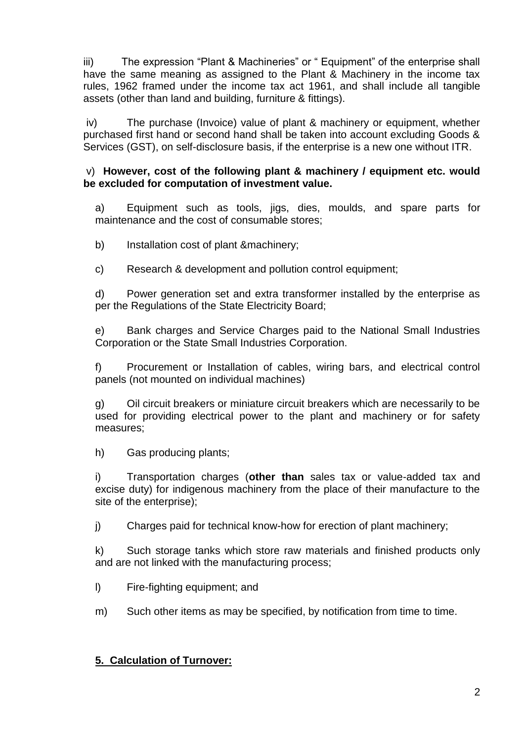iii) The expression “Plant & Machineries” or “ Equipment” of the enterprise shall have the same meaning as assigned to the Plant & Machinery in the income tax rules, 1962 framed under the income tax act 1961, and shall include all tangible assets (other than land and building, furniture & fittings).

iv) The purchase (Invoice) value of plant & machinery or equipment, whether purchased first hand or second hand shall be taken into account excluding Goods & Services (GST), on self-disclosure basis, if the enterprise is a new one without ITR.

v) **However, cost of the following plant & machinery / equipment etc. would be excluded for computation of investment value.**

a) Equipment such as tools, jigs, dies, moulds, and spare parts for maintenance and the cost of consumable stores;

b) Installation cost of plant &machinery;

c) Research & development and pollution control equipment;

d) Power generation set and extra transformer installed by the enterprise as per the Regulations of the State Electricity Board;

e) Bank charges and Service Charges paid to the National Small Industries Corporation or the State Small Industries Corporation.

f) Procurement or Installation of cables, wiring bars, and electrical control panels (not mounted on individual machines)

g) Oil circuit breakers or miniature circuit breakers which are necessarily to be used for providing electrical power to the plant and machinery or for safety measures;

h) Gas producing plants;

i) Transportation charges (**other than** sales tax or value-added tax and excise duty) for indigenous machinery from the place of their manufacture to the site of the enterprise);

j) Charges paid for technical know-how for erection of plant machinery;

k) Such storage tanks which store raw materials and finished products only and are not linked with the manufacturing process;

l) Fire-fighting equipment; and

m) Such other items as may be specified, by notification from time to time.

## **5. Calculation of Turnover:**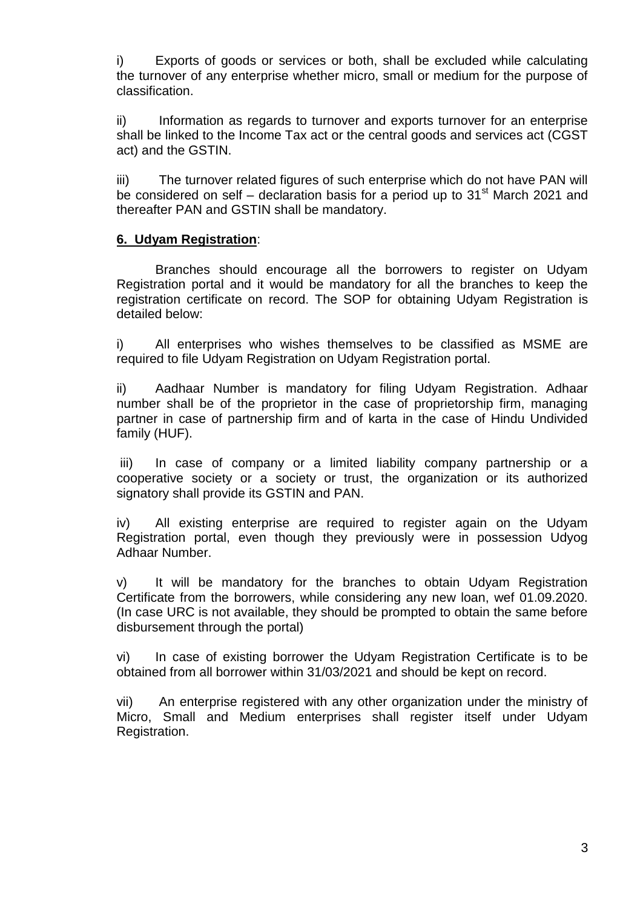i) Exports of goods or services or both, shall be excluded while calculating the turnover of any enterprise whether micro, small or medium for the purpose of classification.

ii) Information as regards to turnover and exports turnover for an enterprise shall be linked to the Income Tax act or the central goods and services act (CGST act) and the GSTIN.

iii) The turnover related figures of such enterprise which do not have PAN will be considered on self – declaration basis for a period up to 31st March 2021 and thereafter PAN and GSTIN shall be mandatory.

**6. Udyam Registration**:

Branches should encourage all the borrowers to register on Udyam Registration portal and it would be mandatory for all the branches to keep the registration certificate on record. The SOP for obtaining Udyam Registration is detailed below:

i) All enterprises who wishes themselves to be classified as MSME are required to file Udyam Registration on Udyam Registration portal.

ii) Aadhaar Number is mandatory for filing Udyam Registration. Adhaar number shall be of the proprietor in the case of proprietorship firm, managing partner in case of partnership firm and of karta in the case of Hindu Undivided family (HUF).

iii) In case of company or a limited liability company partnership or a cooperative society or a society or trust, the organization or its authorized signatory shall provide its GSTIN and PAN.

iv) All existing enterprise are required to register again on the Udyam Registration portal, even though they previously were in possession Udyog Adhaar Number.

v) It will be mandatory for the branches to obtain Udyam Registration Certificate from the borrowers, while considering any new loan, wef 01.09.2020. (In case URC is not available, they should be prompted to obtain the same before disbursement through the portal)

vi) In case of existing borrower the Udyam Registration Certificate is to be obtained from all borrower within 31/03/2021 and should be kept on record.

vii) An enterprise registered with any other organization under the ministry of Micro, Small and Medium enterprises shall register itself under Udyam Registration.